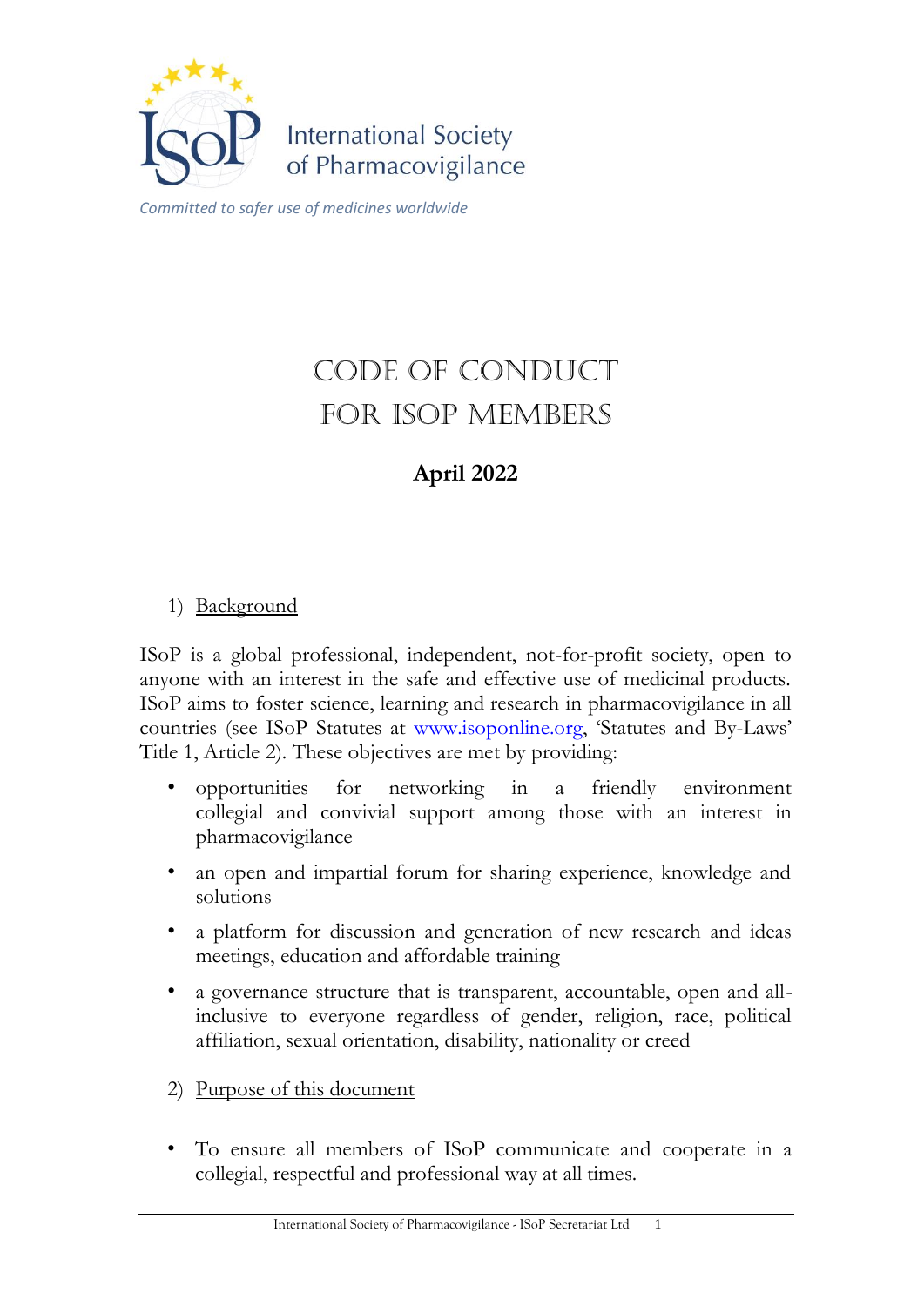International Society of Pharmacovigilance

*Committed to safer use of medicines worldwide*

# CODE OF CONDUCT FOR ISOP MEMBERS

**April 2022**

1) Background

ISoP is a global professional, independent, not-for-profit society, open to anyone with an interest in the safe and effective use of medicinal products. ISoP aims to foster science, learning and research in pharmacovigilance in all countries (see ISoP Statutes at [www.isoponline.org](http://www.isoponline.org), 'Statutes and By-Laws' Title 1, Article 2). These objectives are met by providing:

- opportunities for networking in a friendly environment collegial and convivial support among those with an interest in pharmacovigilance
- an open and impartial forum for sharing experience, knowledge and solutions
- a platform for discussion and generation of new research and ideas meetings, education and affordable training
- a governance structure that is transparent, accountable, open and all-inclusive to everyone regardless of gender, religion, race, political affiliation, sexual orientation, disability, nationality or creed

2) Purpose of this document

- To ensure all members of ISoP communicate and cooperate in a collegial, respectful and professional way at all times.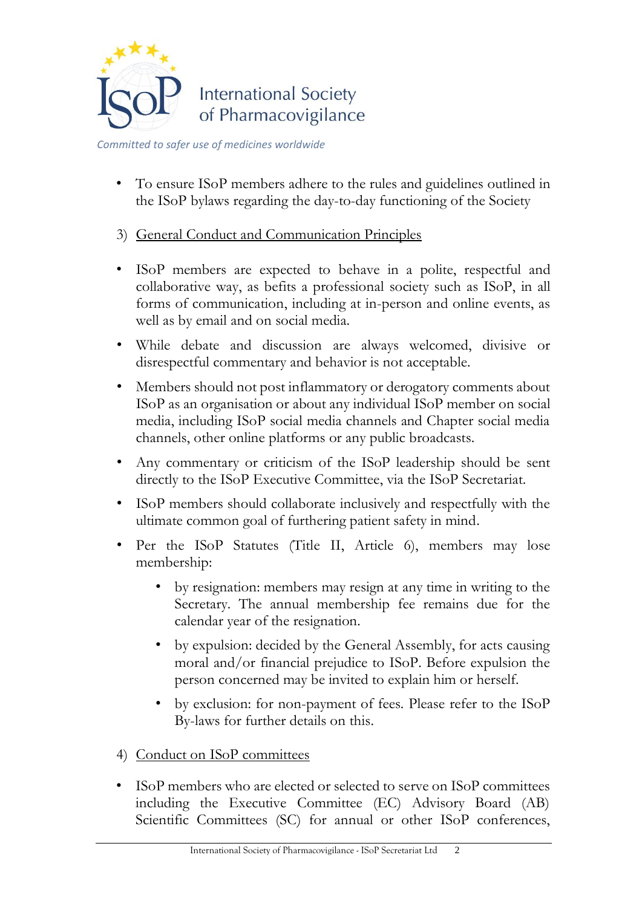- To ensure ISoP members adhere to the rules and guidelines outlined in the ISoP bylaws regarding the day-to-day functioning of the Society

3) General Conduct and Communication Principles

- ISoP members are expected to behave in a polite, respectful and collaborative way, as befits a professional society such as ISoP, in all forms of communication, including at in-person and online events, as well as by email and on social media.
- While debate and discussion are always welcomed, divisive or disrespectful commentary and behavior is not acceptable.
- Members should not post inflammatory or derogatory comments about ISoP as an organisation or about any individual ISoP member on social media, including ISoP social media channels and Chapter social media channels, other online platforms or any public broadcasts.
- Any commentary or criticism of the ISoP leadership should be sent directly to the ISoP Executive Committee, via the ISoP Secretariat.
- ISoP members should collaborate inclusively and respectfully with the ultimate common goal of furthering patient safety in mind.
- Per the ISoP Statutes (Title II, Article 6), members may lose membership:
  - by resignation: members may resign at any time in writing to the Secretary. The annual membership fee remains due for the calendar year of the resignation.
  - by expulsion: decided by the General Assembly, for acts causing moral and/or financial prejudice to ISoP. Before expulsion the person concerned may be invited to explain him or herself.
  - by exclusion: for non-payment of fees. Please refer to the ISoP By-laws for further details on this.

4) Conduct on ISoP committees

- ISoP members who are elected or selected to serve on ISoP committees including the Executive Committee (EC) Advisory Board (AB) Scientific Committees (SC) for annual or other ISoP conferences,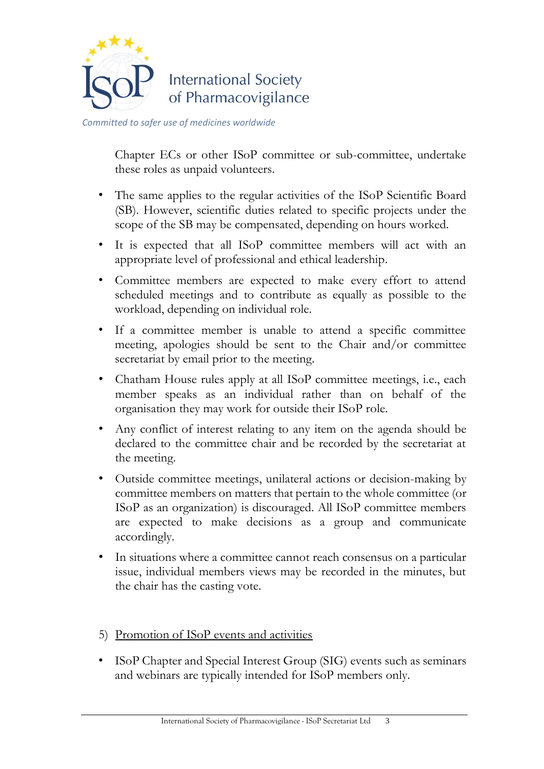Chapter ECs or other ISoP committee or sub-committee, undertake these roles as unpaid volunteers.

- The same applies to the regular activities of the ISoP Scientific Board (SB). However, scientific duties related to specific projects under the scope of the SB may be compensated, depending on hours worked.
- It is expected that all ISoP committee members will act with an appropriate level of professional and ethical leadership.
- Committee members are expected to make every effort to attend scheduled meetings and to contribute as equally as possible to the workload, depending on individual role.
- If a committee member is unable to attend a specific committee meeting, apologies should be sent to the Chair and/or committee secretariat by email prior to the meeting.
- Chatham House rules apply at all ISoP committee meetings, i.e., each member speaks as an individual rather than on behalf of the organisation they may work for outside their ISoP role.
- Any conflict of interest relating to any item on the agenda should be declared to the committee chair and be recorded by the secretariat at the meeting.
- Outside committee meetings, unilateral actions or decision-making by committee members on matters that pertain to the whole committee (or ISoP as an organization) is discouraged. All ISoP committee members are expected to make decisions as a group and communicate accordingly.
- In situations where a committee cannot reach consensus on a particular issue, individual members views may be recorded in the minutes, but the chair has the casting vote.

5) <u>Promotion of ISoP events and activities</u>

- ISoP Chapter and Special Interest Group (SIG) events such as seminars and webinars are typically intended for ISoP members only.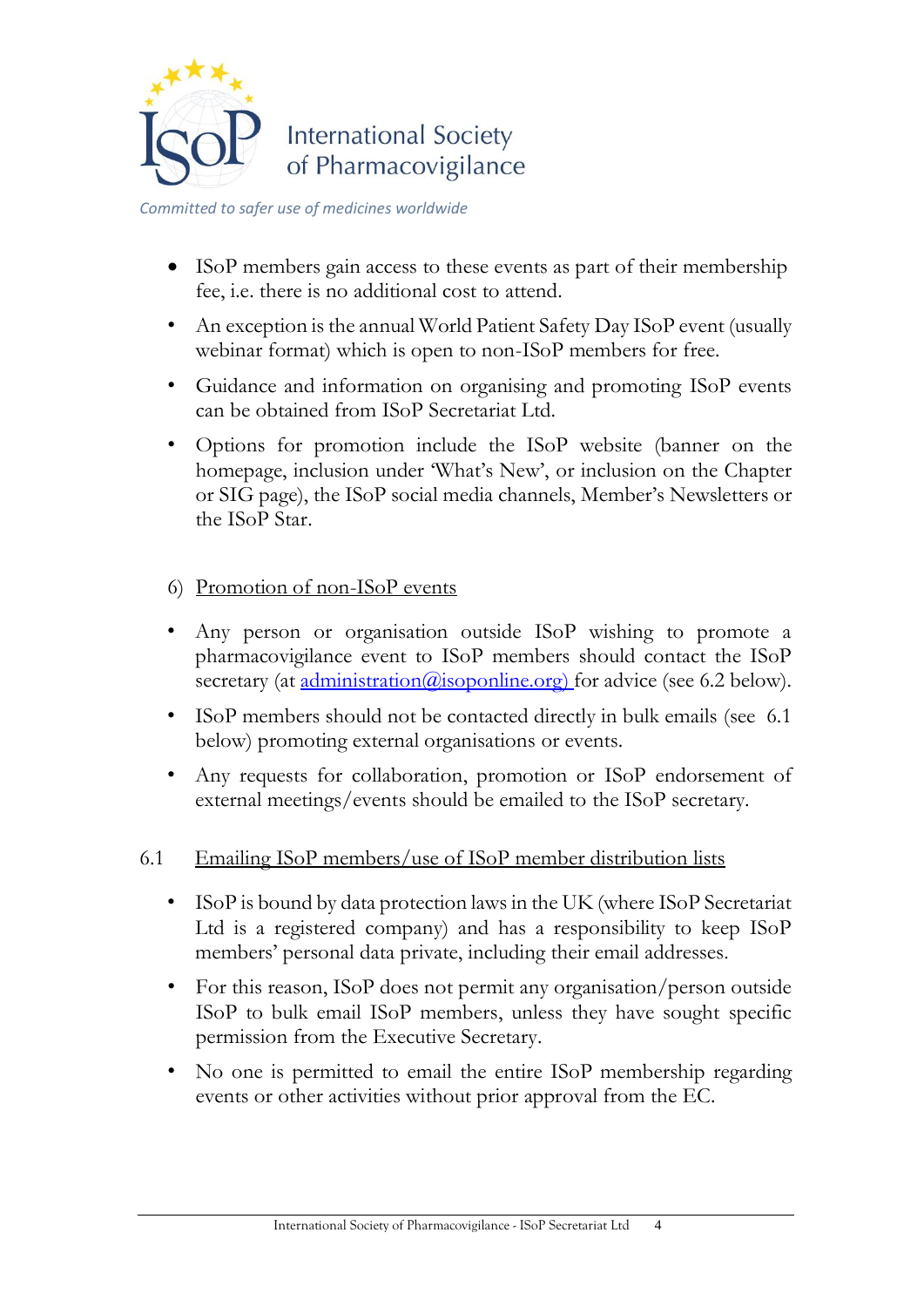- ISoP members gain access to these events as part of their membership fee, i.e. there is no additional cost to attend.
- An exception is the annual World Patient Safety Day ISoP event (usually webinar format) which is open to non-ISoP members for free.
- Guidance and information on organising and promoting ISoP events can be obtained from ISoP Secretariat Ltd.
- Options for promotion include the ISoP website (banner on the homepage, inclusion under 'What's New', or inclusion on the Chapter or SIG page), the ISoP social media channels, Member's Newsletters or the ISoP Star.

## 6) Promotion of non-ISoP events

- Any person or organisation outside ISoP wishing to promote a pharmacovigilance event to ISoP members should contact the ISoP secretary (at administration@isoponline.org) for advice (see 6.2 below).
- ISoP members should not be contacted directly in bulk emails (see 6.1 below) promoting external organisations or events.
- Any requests for collaboration, promotion or ISoP endorsement of external meetings/events should be emailed to the ISoP secretary.

### 6.1 Emailing ISoP members/use of ISoP member distribution lists

- ISoP is bound by data protection laws in the UK (where ISoP Secretariat Ltd is a registered company) and has a responsibility to keep ISoP members' personal data private, including their email addresses.
- For this reason, ISoP does not permit any organisation/person outside ISoP to bulk email ISoP members, unless they have sought specific permission from the Executive Secretary.
- No one is permitted to email the entire ISoP membership regarding events or other activities without prior approval from the EC.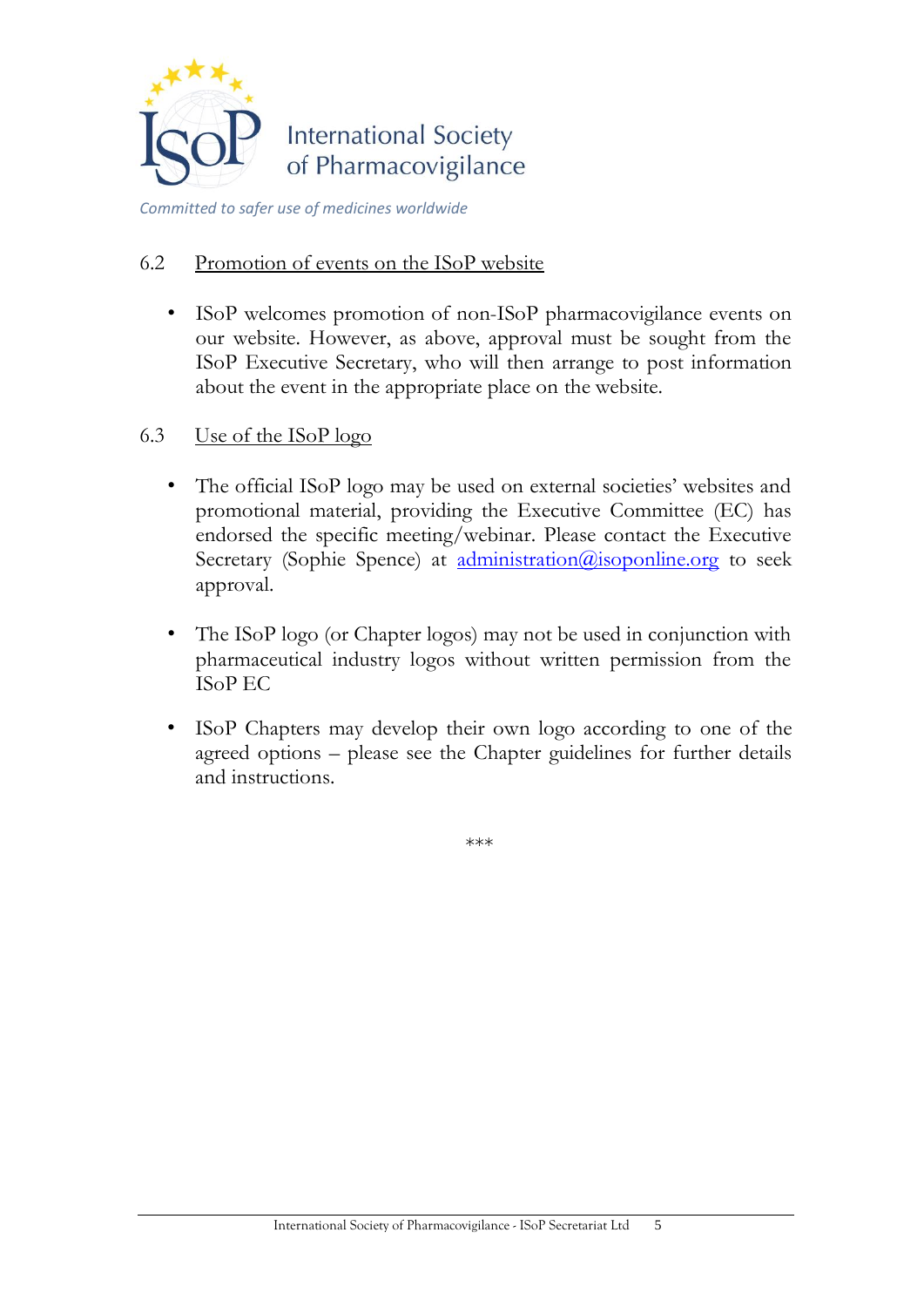## 6.2 Promotion of events on the ISoP website

- ISoP welcomes promotion of non-ISoP pharmacovigilance events on our website. However, as above, approval must be sought from the ISoP Executive Secretary, who will then arrange to post information about the event in the appropriate place on the website.

## 6.3 Use of the ISoP logo

- The official ISoP logo may be used on external societies' websites and promotional material, providing the Executive Committee (EC) has endorsed the specific meeting/webinar. Please contact the Executive Secretary (Sophie Spence) at administration@isoponline.org to seek approval.

- The ISoP logo (or Chapter logos) may not be used in conjunction with pharmaceutical industry logos without written permission from the ISoP EC

- ISoP Chapters may develop their own logo according to one of the agreed options – please see the Chapter guidelines for further details and instructions.

***